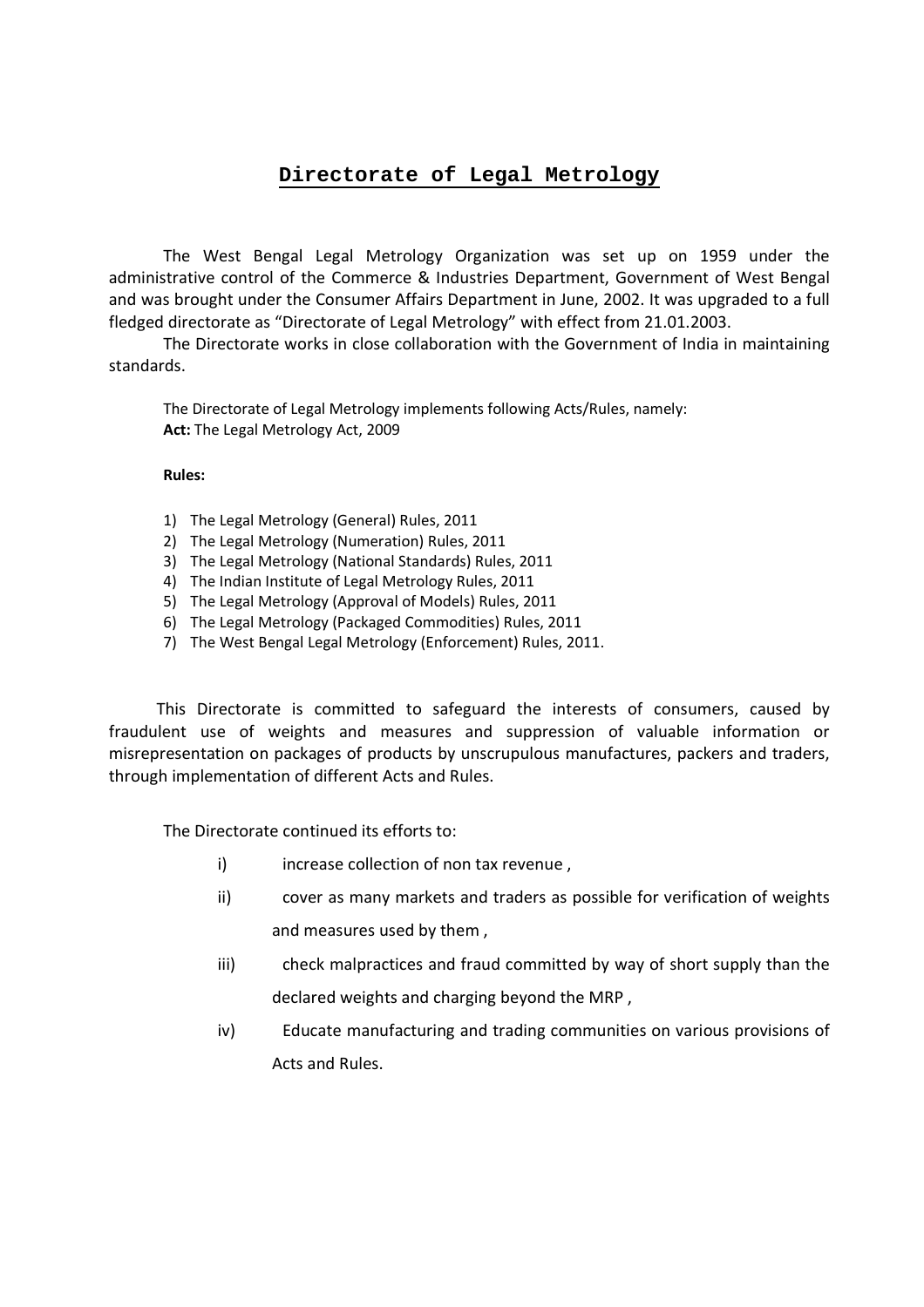# Directorate of Legal Metrology

The West Bengal Legal Metrology Organization was set up on 1959 under the administrative control of the Commerce & Industries Department, Government of West Bengal and was brought under the Consumer Affairs Department in June, 2002. It was upgraded to a full fledged directorate as "Directorate of Legal Metrology" with effect from 21.01.2003.

The Directorate works in close collaboration with the Government of India in maintaining standards.

The Directorate of Legal Metrology implements following Acts/Rules, namely:
**Act:** The Legal Metrology Act, 2009

**Rules:**

1) The Legal Metrology (General) Rules, 2011
2) The Legal Metrology (Numeration) Rules, 2011
3) The Legal Metrology (National Standards) Rules, 2011
4) The Indian Institute of Legal Metrology Rules, 2011
5) The Legal Metrology (Approval of Models) Rules, 2011
6) The Legal Metrology (Packaged Commodities) Rules, 2011
7) The West Bengal Legal Metrology (Enforcement) Rules, 2011.

This Directorate is committed to safeguard the interests of consumers, caused by fraudulent use of weights and measures and suppression of valuable information or misrepresentation on packages of products by unscrupulous manufactures, packers and traders, through implementation of different Acts and Rules.

The Directorate continued its efforts to:

i) increase collection of non tax revenue ,
ii) cover as many markets and traders as possible for verification of weights and measures used by them ,
iii) check malpractices and fraud committed by way of short supply than the declared weights and charging beyond the MRP ,
iv) Educate manufacturing and trading communities on various provisions of Acts and Rules.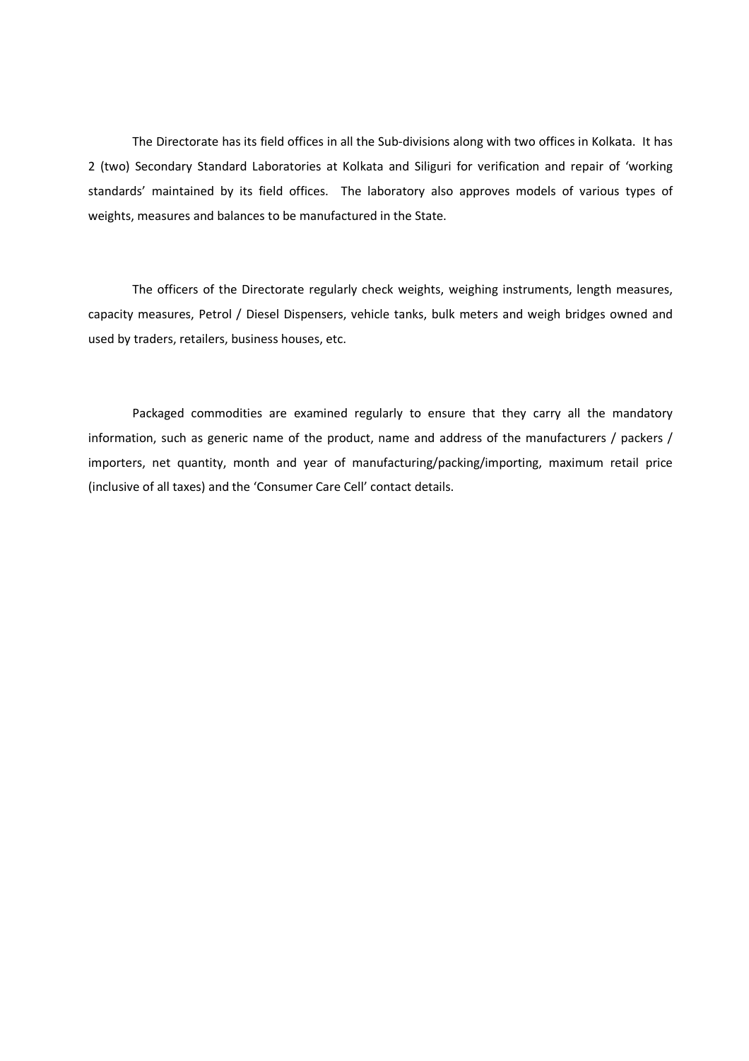The Directorate has its field offices in all the Sub-divisions along with two offices in Kolkata. It has 2 (two) Secondary Standard Laboratories at Kolkata and Siliguri for verification and repair of 'working standards' maintained by its field offices. The laboratory also approves models of various types of weights, measures and balances to be manufactured in the State.

The officers of the Directorate regularly check weights, weighing instruments, length measures, capacity measures, Petrol / Diesel Dispensers, vehicle tanks, bulk meters and weigh bridges owned and used by traders, retailers, business houses, etc.

Packaged commodities are examined regularly to ensure that they carry all the mandatory information, such as generic name of the product, name and address of the manufacturers / packers / importers, net quantity, month and year of manufacturing/packing/importing, maximum retail price (inclusive of all taxes) and the 'Consumer Care Cell' contact details.